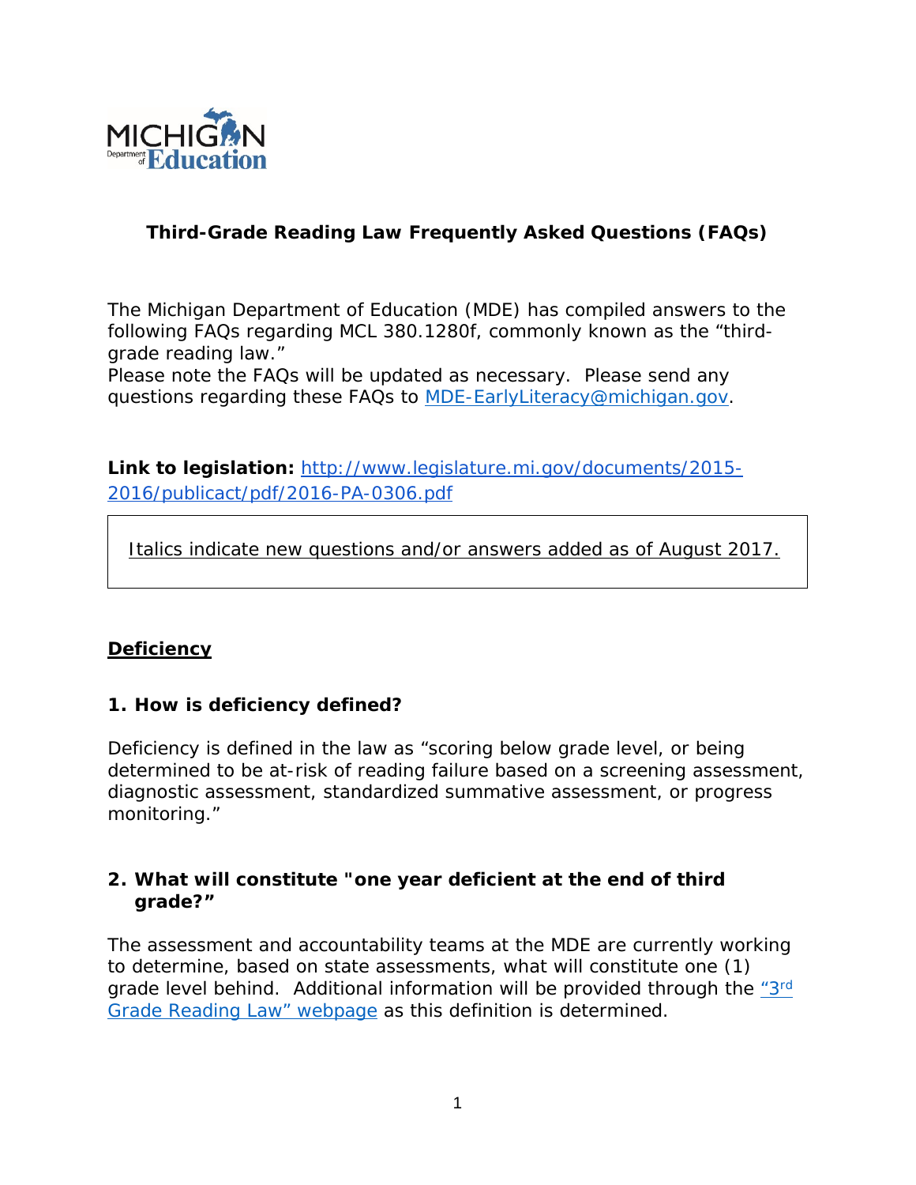# Third-Grade Reading Law Frequently Asked Questions (FAQs)

The Michigan Department of Education (MDE) has compiled answers to the following FAQs regarding MCL 380.1280f, commonly known as the "third-grade reading law."
Please note the FAQs will be updated as necessary. Please send any questions regarding these FAQs to [MDE-EarlyLiteracy@michigan.gov](mailto:MDE-EarlyLiteracy@michigan.gov).

**Link to legislation:** [http://www.legislature.mi.gov/documents/2015-2016/publicact/pdf/2016-PA-0306.pdf](http://www.legislature.mi.gov/documents/2015-2016/publicact/pdf/2016-PA-0306.pdf)

> Italics indicate new questions and/or answers added as of August 2017.

## Deficiency

### 1. How is deficiency defined?

Deficiency is defined in the law as "scoring below grade level, or being determined to be at-risk of reading failure based on a screening assessment, diagnostic assessment, standardized summative assessment, or progress monitoring."

### 2. What will constitute "one year deficient at the end of third grade?"

The assessment and accountability teams at the MDE are currently working to determine, based on state assessments, what will constitute one (1) grade level behind. Additional information will be provided through the "3rd Grade Reading Law" webpage as this definition is determined.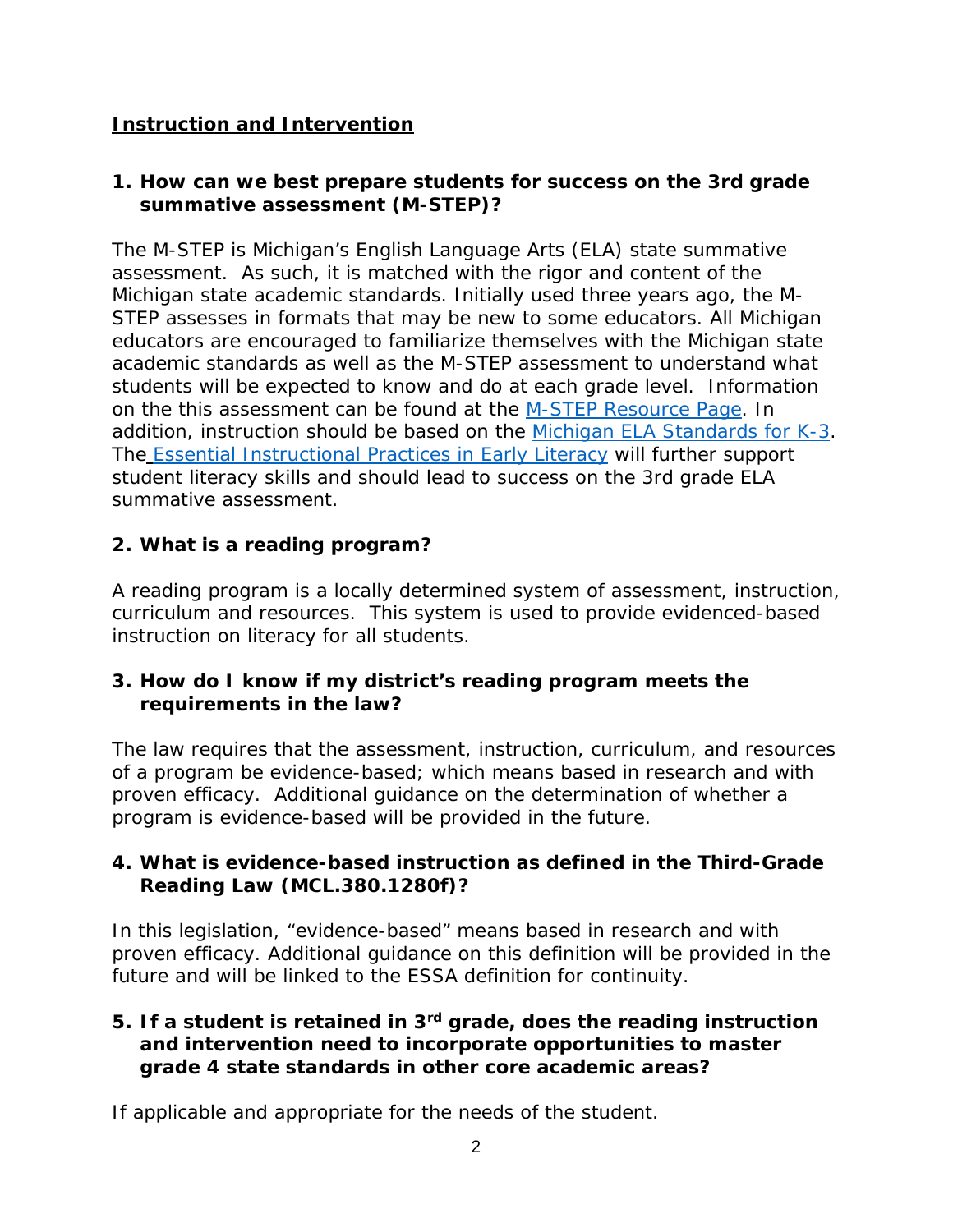## Instruction and Intervention

**1. How can we best prepare students for success on the 3rd grade summative assessment (M-STEP)?**

The M-STEP is Michigan's English Language Arts (ELA) state summative assessment. As such, it is matched with the rigor and content of the Michigan state academic standards. Initially used three years ago, the M-STEP assesses in formats that may be new to some educators. All Michigan educators are encouraged to familiarize themselves with the Michigan state academic standards as well as the M-STEP assessment to understand what students will be expected to know and do at each grade level. Information on the this assessment can be found at the M-STEP Resource Page. In addition, instruction should be based on the Michigan ELA Standards for K-3. The Essential Instructional Practices in Early Literacy will further support student literacy skills and should lead to success on the 3rd grade ELA summative assessment.

**2. What is a reading program?**

A reading program is a locally determined system of assessment, instruction, curriculum and resources. This system is used to provide evidenced-based instruction on literacy for all students.

**3. How do I know if my district's reading program meets the requirements in the law?**

The law requires that the assessment, instruction, curriculum, and resources of a program be evidence-based; which means based in research and with proven efficacy. Additional guidance on the determination of whether a program is evidence-based will be provided in the future.

**4. What is evidence-based instruction as defined in the Third-Grade Reading Law (MCL.380.1280f)?**

In this legislation, "evidence-based" means based in research and with proven efficacy. Additional guidance on this definition will be provided in the future and will be linked to the ESSA definition for continuity.

**5. If a student is retained in 3rd grade, does the reading instruction and intervention need to incorporate opportunities to master grade 4 state standards in other core academic areas?**

If applicable and appropriate for the needs of the student.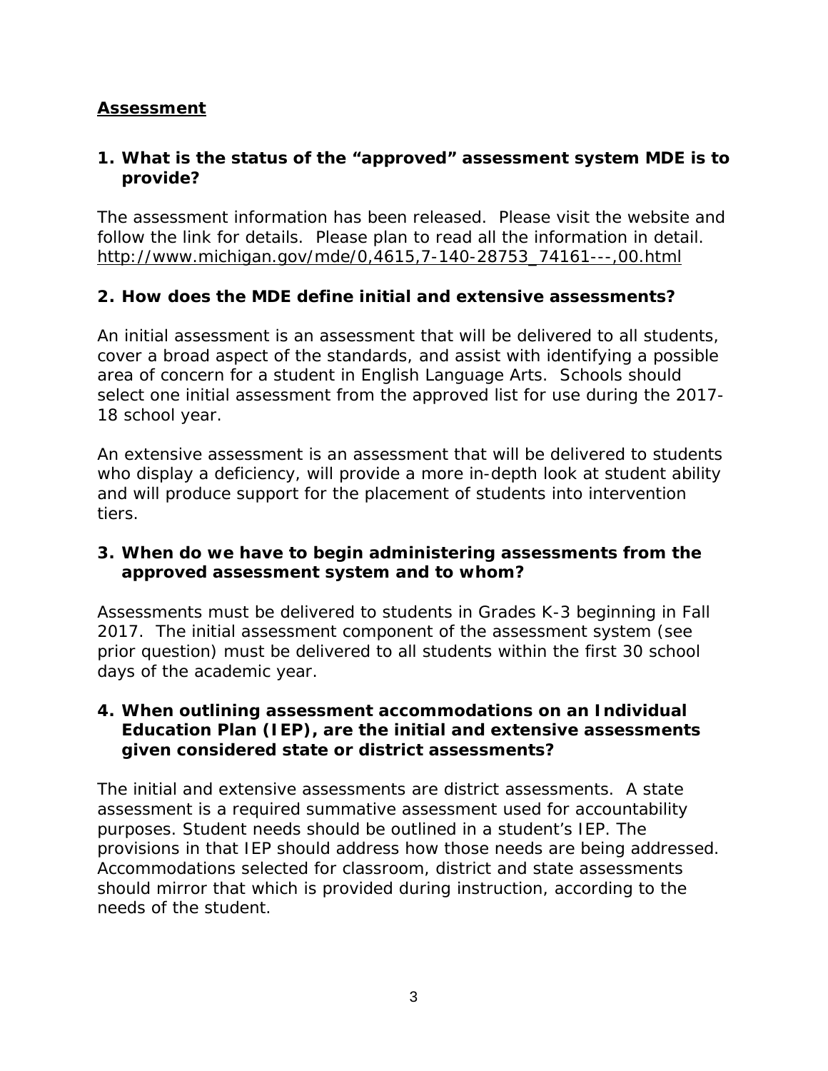## **Assessment**

### 1. What is the status of the "approved" assessment system MDE is to provide?

The assessment information has been released. Please visit the website and follow the link for details. Please plan to read all the information in detail. http://www.michigan.gov/mde/0,4615,7-140-28753_74161---,00.html

### 2. How does the MDE define initial and extensive assessments?

An initial assessment is an assessment that will be delivered to all students, cover a broad aspect of the standards, and assist with identifying a possible area of concern for a student in English Language Arts. Schools should select one initial assessment from the approved list for use during the 2017-18 school year.

An extensive assessment is an assessment that will be delivered to students who display a deficiency, will provide a more in-depth look at student ability and will produce support for the placement of students into intervention tiers.

### 3. When do we have to begin administering assessments from the approved assessment system and to whom?

Assessments must be delivered to students in Grades K-3 beginning in Fall 2017. The initial assessment component of the assessment system (see prior question) must be delivered to all students within the first 30 school days of the academic year.

### 4. When outlining assessment accommodations on an Individual Education Plan (IEP), are the initial and extensive assessments given considered state or district assessments?

The initial and extensive assessments are district assessments. A state assessment is a required summative assessment used for accountability purposes. Student needs should be outlined in a student's IEP. The provisions in that IEP should address how those needs are being addressed. Accommodations selected for classroom, district and state assessments should mirror that which is provided during instruction, according to the needs of the student.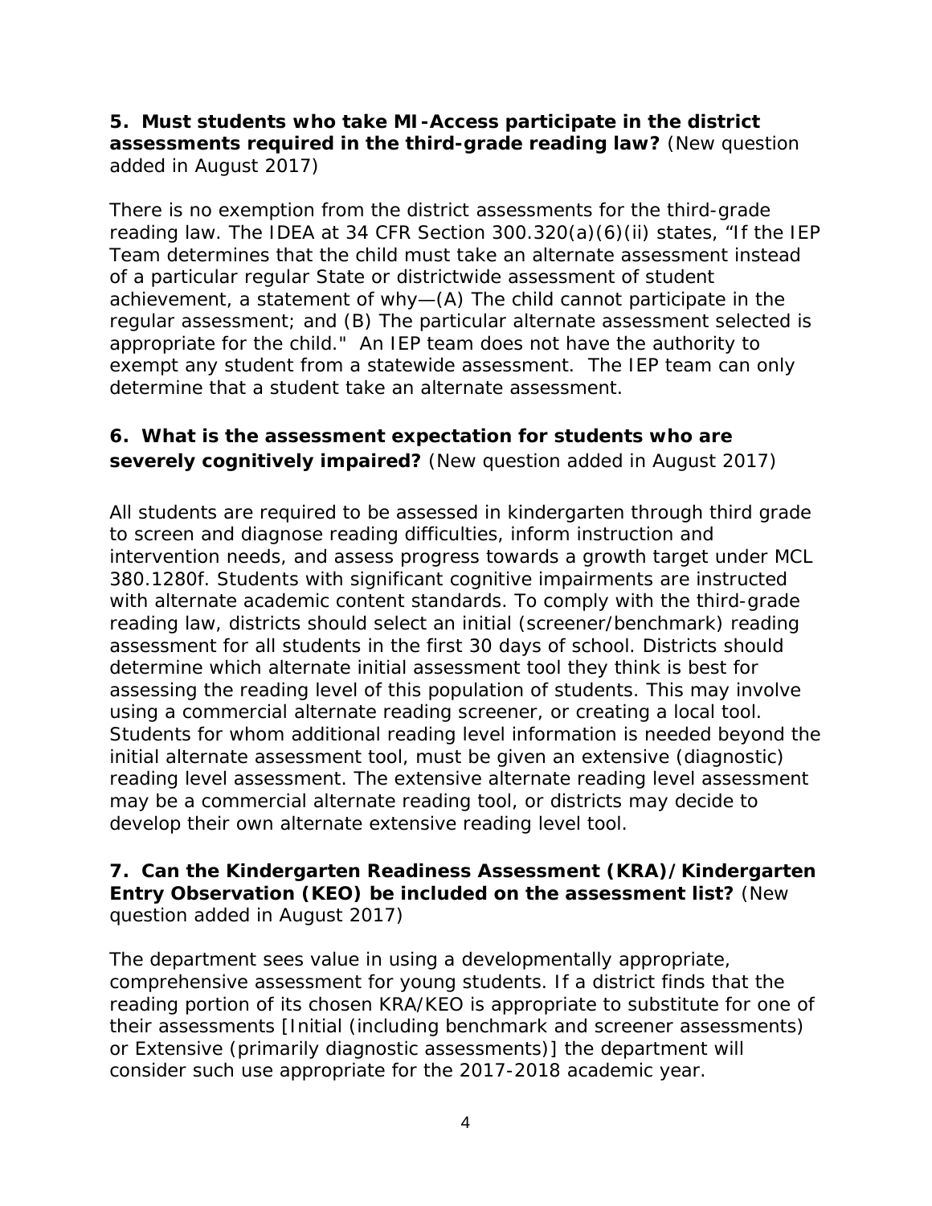**5. Must students who take MI-Access participate in the district assessments required in the third-grade reading law?** (New question added in August 2017)

There is no exemption from the district assessments for the third-grade reading law. The IDEA at 34 CFR Section 300.320(a)(6)(ii) states, "If the IEP Team determines that the child must take an alternate assessment instead of a particular regular State or districtwide assessment of student achievement, a statement of why—(A) The child cannot participate in the regular assessment; and (B) The particular alternate assessment selected is appropriate for the child." An IEP team does not have the authority to exempt any student from a statewide assessment. The IEP team can only determine that a student take an alternate assessment.

**6. What is the assessment expectation for students who are severely cognitively impaired?** (New question added in August 2017)

All students are required to be assessed in kindergarten through third grade to screen and diagnose reading difficulties, inform instruction and intervention needs, and assess progress towards a growth target under MCL 380.1280f. Students with significant cognitive impairments are instructed with alternate academic content standards. To comply with the third-grade reading law, districts should select an initial (screener/benchmark) reading assessment for all students in the first 30 days of school. Districts should determine which alternate initial assessment tool they think is best for assessing the reading level of this population of students. This may involve using a commercial alternate reading screener, or creating a local tool. Students for whom additional reading level information is needed beyond the initial alternate assessment tool, must be given an extensive (diagnostic) reading level assessment. The extensive alternate reading level assessment may be a commercial alternate reading tool, or districts may decide to develop their own alternate extensive reading level tool.

**7. Can the Kindergarten Readiness Assessment (KRA)/Kindergarten Entry Observation (KEO) be included on the assessment list?** (New question added in August 2017)

The department sees value in using a developmentally appropriate, comprehensive assessment for young students. If a district finds that the reading portion of its chosen KRA/KEO is appropriate to substitute for one of their assessments [Initial (including benchmark and screener assessments) or Extensive (primarily diagnostic assessments)] the department will consider such use appropriate for the 2017-2018 academic year.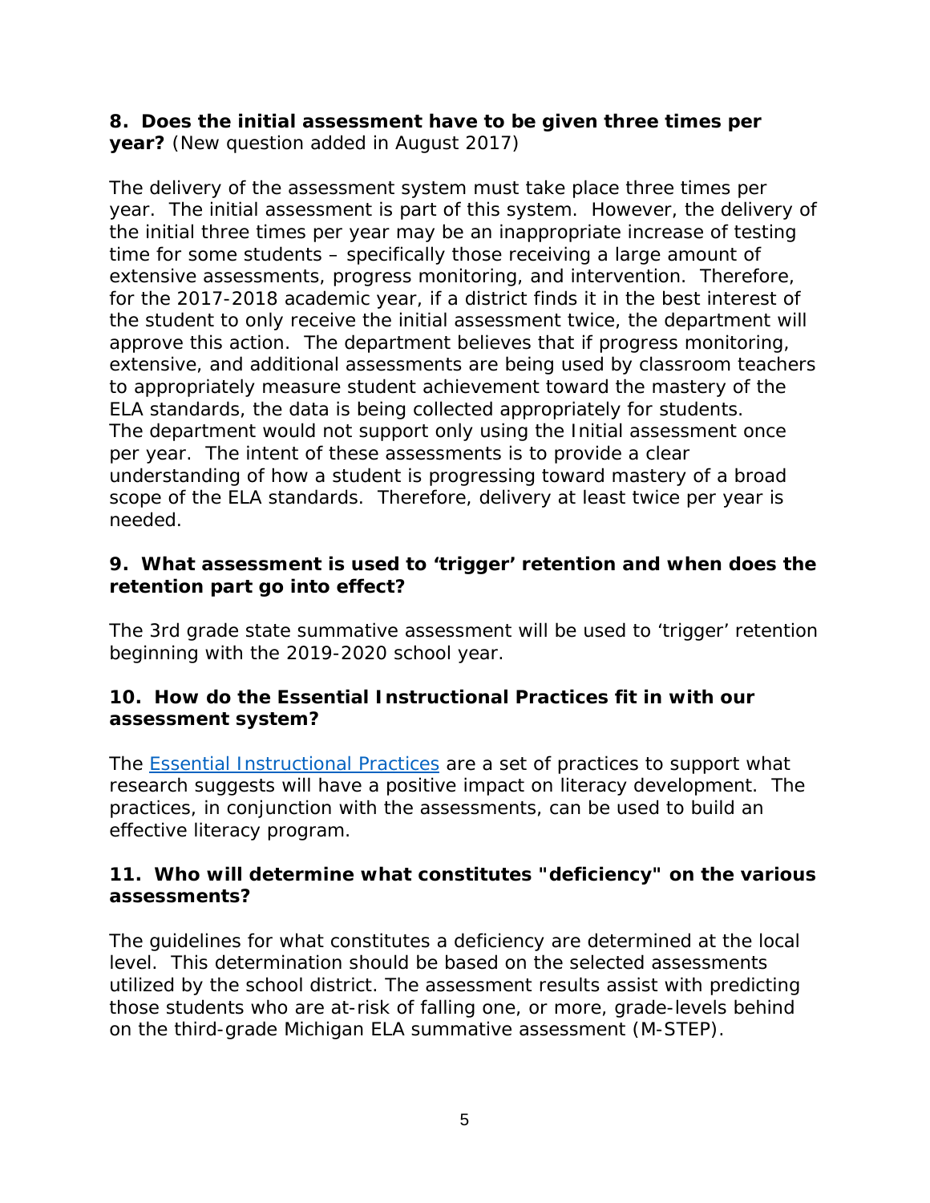**8. Does the initial assessment have to be given three times per year?** (New question added in August 2017)

The delivery of the assessment system must take place three times per year. The initial assessment is part of this system. However, the delivery of the initial three times per year may be an inappropriate increase of testing time for some students – specifically those receiving a large amount of extensive assessments, progress monitoring, and intervention. Therefore, for the 2017-2018 academic year, if a district finds it in the best interest of the student to only receive the initial assessment twice, the department will approve this action. The department believes that if progress monitoring, extensive, and additional assessments are being used by classroom teachers to appropriately measure student achievement toward the mastery of the ELA standards, the data is being collected appropriately for students. The department would not support only using the Initial assessment once per year. The intent of these assessments is to provide a clear understanding of how a student is progressing toward mastery of a broad scope of the ELA standards. Therefore, delivery at least twice per year is needed.

**9. What assessment is used to 'trigger' retention and when does the retention part go into effect?**

The 3rd grade state summative assessment will be used to 'trigger' retention beginning with the 2019-2020 school year.

**10. How do the Essential Instructional Practices fit in with our assessment system?**

The Essential Instructional Practices are a set of practices to support what research suggests will have a positive impact on literacy development. The practices, in conjunction with the assessments, can be used to build an effective literacy program.

**11. Who will determine what constitutes "deficiency" on the various assessments?**

The guidelines for what constitutes a deficiency are determined at the local level. This determination should be based on the selected assessments utilized by the school district. The assessment results assist with predicting those students who are at-risk of falling one, or more, grade-levels behind on the third-grade Michigan ELA summative assessment (M-STEP).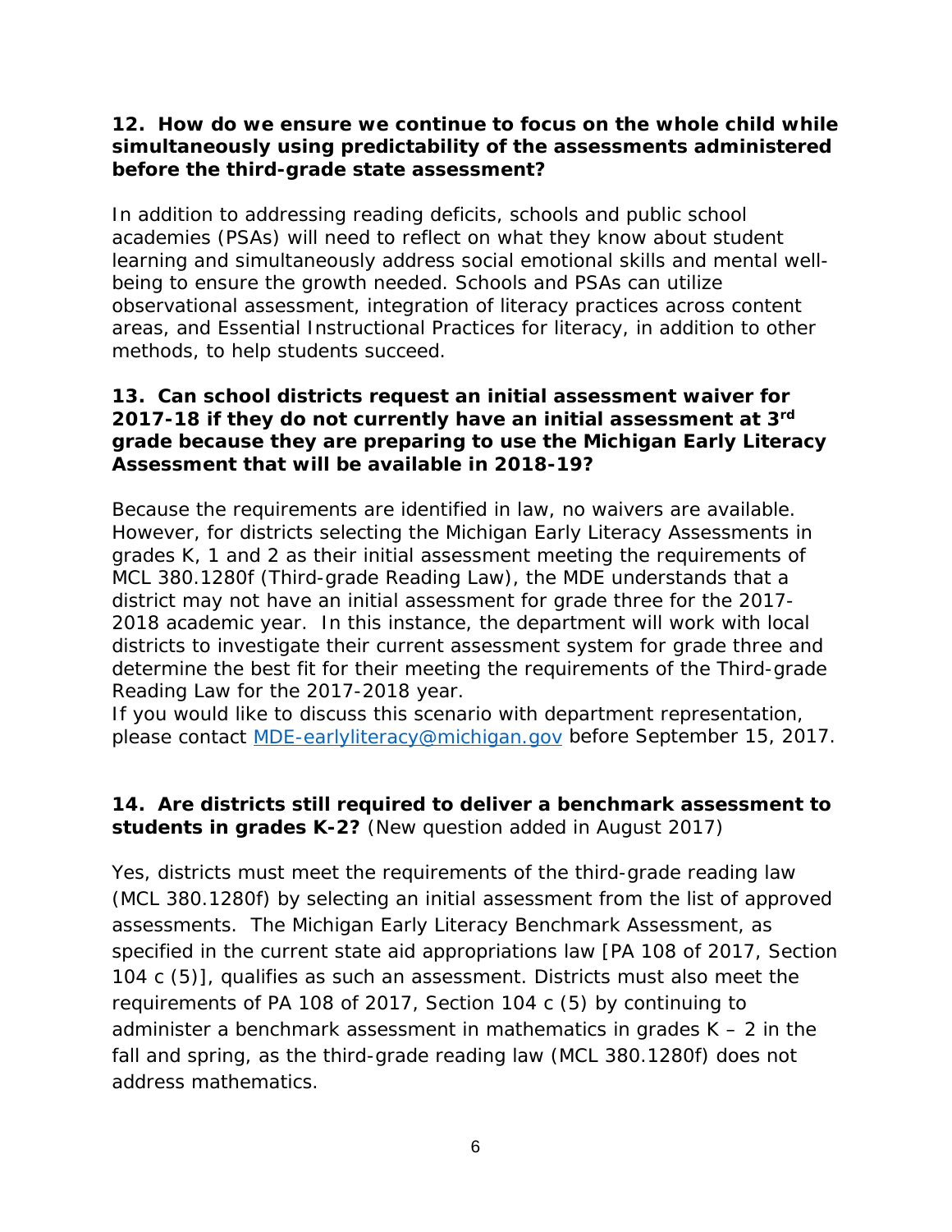**12. How do we ensure we continue to focus on the whole child while simultaneously using predictability of the assessments administered before the third-grade state assessment?**

In addition to addressing reading deficits, schools and public school academies (PSAs) will need to reflect on what they know about student learning and simultaneously address social emotional skills and mental well-being to ensure the growth needed. Schools and PSAs can utilize observational assessment, integration of literacy practices across content areas, and Essential Instructional Practices for literacy, in addition to other methods, to help students succeed.

**13. Can school districts request an initial assessment waiver for 2017-18 if they do not currently have an initial assessment at 3rd grade because they are preparing to use the Michigan Early Literacy Assessment that will be available in 2018-19?**

Because the requirements are identified in law, no waivers are available. However, for districts selecting the Michigan Early Literacy Assessments in grades K, 1 and 2 as their initial assessment meeting the requirements of MCL 380.1280f (Third-grade Reading Law), the MDE understands that a district may not have an initial assessment for grade three for the 2017-2018 academic year. In this instance, the department will work with local districts to investigate their current assessment system for grade three and determine the best fit for their meeting the requirements of the Third-grade Reading Law for the 2017-2018 year.
If you would like to discuss this scenario with department representation, please contact [MDE-earlyliteracy@michigan.gov](mailto:MDE-earlyliteracy@michigan.gov) before September 15, 2017.

**14. Are districts still required to deliver a benchmark assessment to students in grades K-2?** (New question added in August 2017)

Yes, districts must meet the requirements of the third-grade reading law (MCL 380.1280f) by selecting an initial assessment from the list of approved assessments. The Michigan Early Literacy Benchmark Assessment, as specified in the current state aid appropriations law [PA 108 of 2017, Section 104 c (5)], qualifies as such an assessment. Districts must also meet the requirements of PA 108 of 2017, Section 104 c (5) by continuing to administer a benchmark assessment in mathematics in grades K – 2 in the fall and spring, as the third-grade reading law (MCL 380.1280f) does not address mathematics.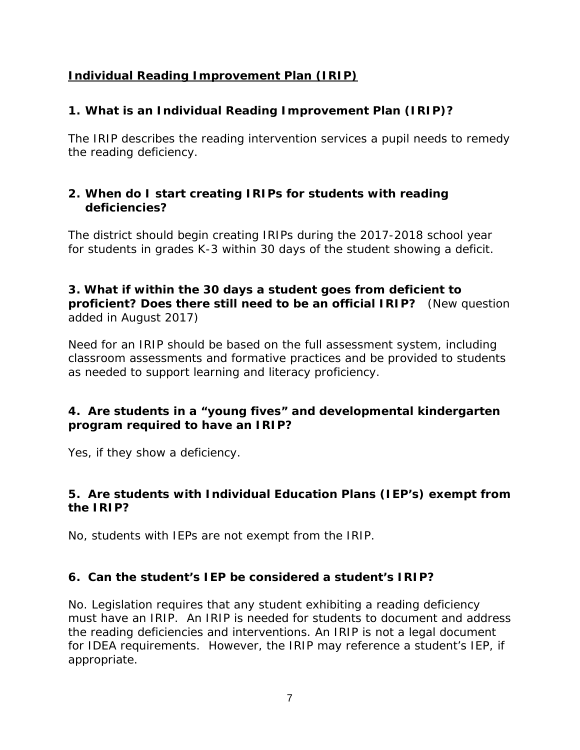## **Individual Reading Improvement Plan (IRIP)**

### 1. What is an Individual Reading Improvement Plan (IRIP)?

The IRIP describes the reading intervention services a pupil needs to remedy the reading deficiency.

### 2. When do I start creating IRIPs for students with reading deficiencies?

The district should begin creating IRIPs during the 2017-2018 school year for students in grades K-3 within 30 days of the student showing a deficit.

### 3. What if within the 30 days a student goes from deficient to proficient? Does there still need to be an official IRIP? (New question added in August 2017)

Need for an IRIP should be based on the full assessment system, including classroom assessments and formative practices and be provided to students as needed to support learning and literacy proficiency.

### 4. Are students in a "young fives" and developmental kindergarten program required to have an IRIP?

Yes, if they show a deficiency.

### 5. Are students with Individual Education Plans (IEP's) exempt from the IRIP?

No, students with IEPs are not exempt from the IRIP.

### 6. Can the student's IEP be considered a student's IRIP?

No. Legislation requires that any student exhibiting a reading deficiency must have an IRIP. An IRIP is needed for students to document and address the reading deficiencies and interventions. An IRIP is not a legal document for IDEA requirements. However, the IRIP may reference a student's IEP, if appropriate.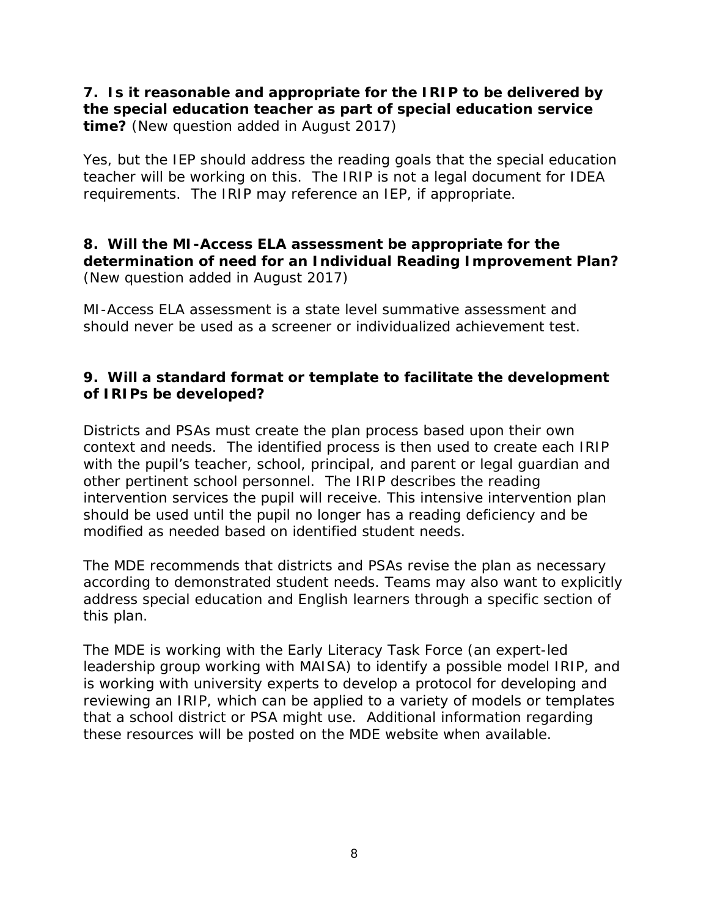**7. Is it reasonable and appropriate for the IRIP to be delivered by the special education teacher as part of special education service time?** (New question added in August 2017)

Yes, but the IEP should address the reading goals that the special education teacher will be working on this. The IRIP is not a legal document for IDEA requirements. The IRIP may reference an IEP, if appropriate.

**8. Will the MI-Access ELA assessment be appropriate for the determination of need for an Individual Reading Improvement Plan?** (New question added in August 2017)

MI-Access ELA assessment is a state level summative assessment and should never be used as a screener or individualized achievement test.

**9. Will a standard format or template to facilitate the development of IRIPs be developed?**

Districts and PSAs must create the plan process based upon their own context and needs. The identified process is then used to create each IRIP with the pupil's teacher, school, principal, and parent or legal guardian and other pertinent school personnel. The IRIP describes the reading intervention services the pupil will receive. This intensive intervention plan should be used until the pupil no longer has a reading deficiency and be modified as needed based on identified student needs.

The MDE recommends that districts and PSAs revise the plan as necessary according to demonstrated student needs. Teams may also want to explicitly address special education and English learners through a specific section of this plan.

The MDE is working with the Early Literacy Task Force (an expert-led leadership group working with MAISA) to identify a possible model IRIP, and is working with university experts to develop a protocol for developing and reviewing an IRIP, which can be applied to a variety of models or templates that a school district or PSA might use. Additional information regarding these resources will be posted on the MDE website when available.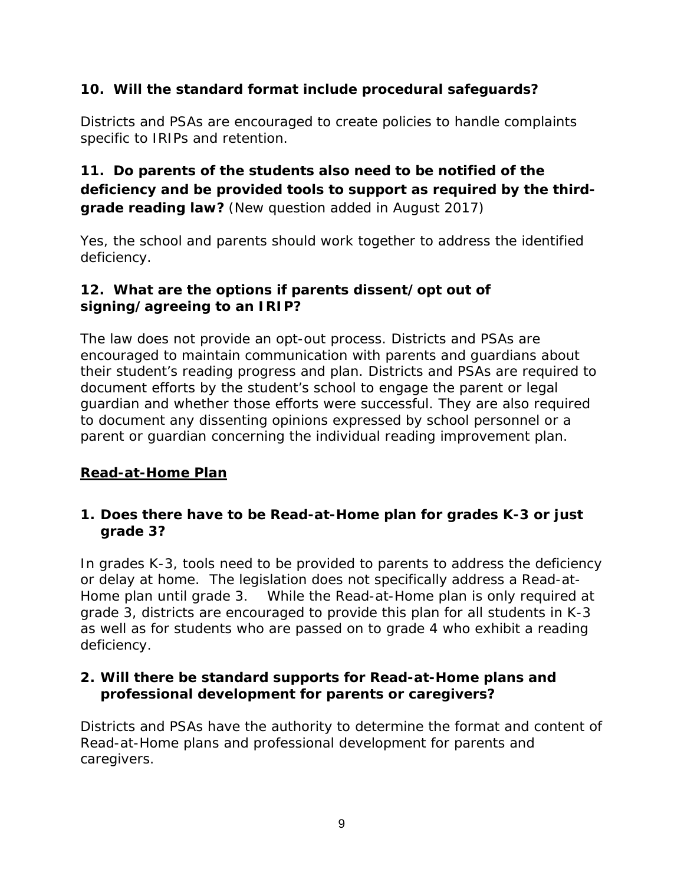**10. Will the standard format include procedural safeguards?**

Districts and PSAs are encouraged to create policies to handle complaints specific to IRIPs and retention.

**11. Do parents of the students also need to be notified of the deficiency and be provided tools to support as required by the third-grade reading law?** (New question added in August 2017)

Yes, the school and parents should work together to address the identified deficiency.

**12. What are the options if parents dissent/opt out of signing/agreeing to an IRIP?**

The law does not provide an opt-out process. Districts and PSAs are encouraged to maintain communication with parents and guardians about their student's reading progress and plan. Districts and PSAs are required to document efforts by the student's school to engage the parent or legal guardian and whether those efforts were successful. They are also required to document any dissenting opinions expressed by school personnel or a parent or guardian concerning the individual reading improvement plan.

## Read-at-Home Plan

**1. Does there have to be Read-at-Home plan for grades K-3 or just grade 3?**

In grades K-3, tools need to be provided to parents to address the deficiency or delay at home. The legislation does not specifically address a Read-at-Home plan until grade 3. While the Read-at-Home plan is only required at grade 3, districts are encouraged to provide this plan for all students in K-3 as well as for students who are passed on to grade 4 who exhibit a reading deficiency.

**2. Will there be standard supports for Read-at-Home plans and professional development for parents or caregivers?**

Districts and PSAs have the authority to determine the format and content of Read-at-Home plans and professional development for parents and caregivers.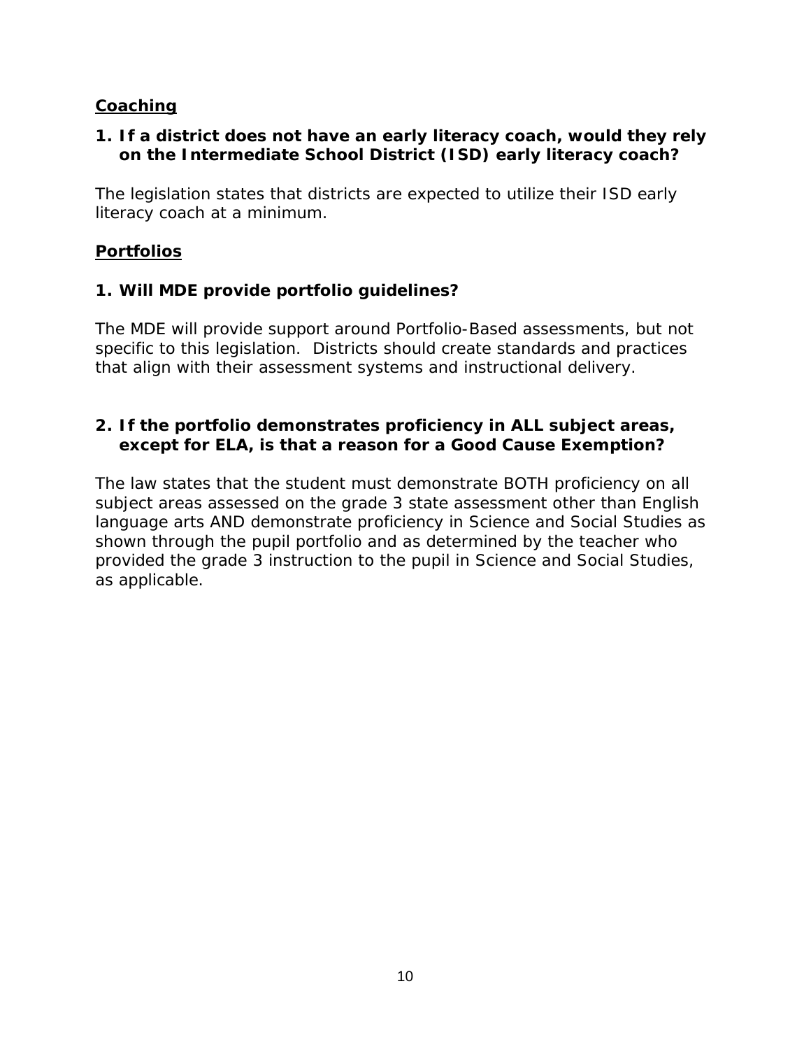## Coaching

**1. If a district does not have an early literacy coach, would they rely on the Intermediate School District (ISD) early literacy coach?**

The legislation states that districts are expected to utilize their ISD early literacy coach at a minimum.

## Portfolios

**1. Will MDE provide portfolio guidelines?**

The MDE will provide support around Portfolio-Based assessments, but not specific to this legislation. Districts should create standards and practices that align with their assessment systems and instructional delivery.

**2. If the portfolio demonstrates proficiency in ALL subject areas, except for ELA, is that a reason for a Good Cause Exemption?**

The law states that the student must demonstrate BOTH proficiency on all subject areas assessed on the grade 3 state assessment other than English language arts AND demonstrate proficiency in Science and Social Studies as shown through the pupil portfolio and as determined by the teacher who provided the grade 3 instruction to the pupil in Science and Social Studies, as applicable.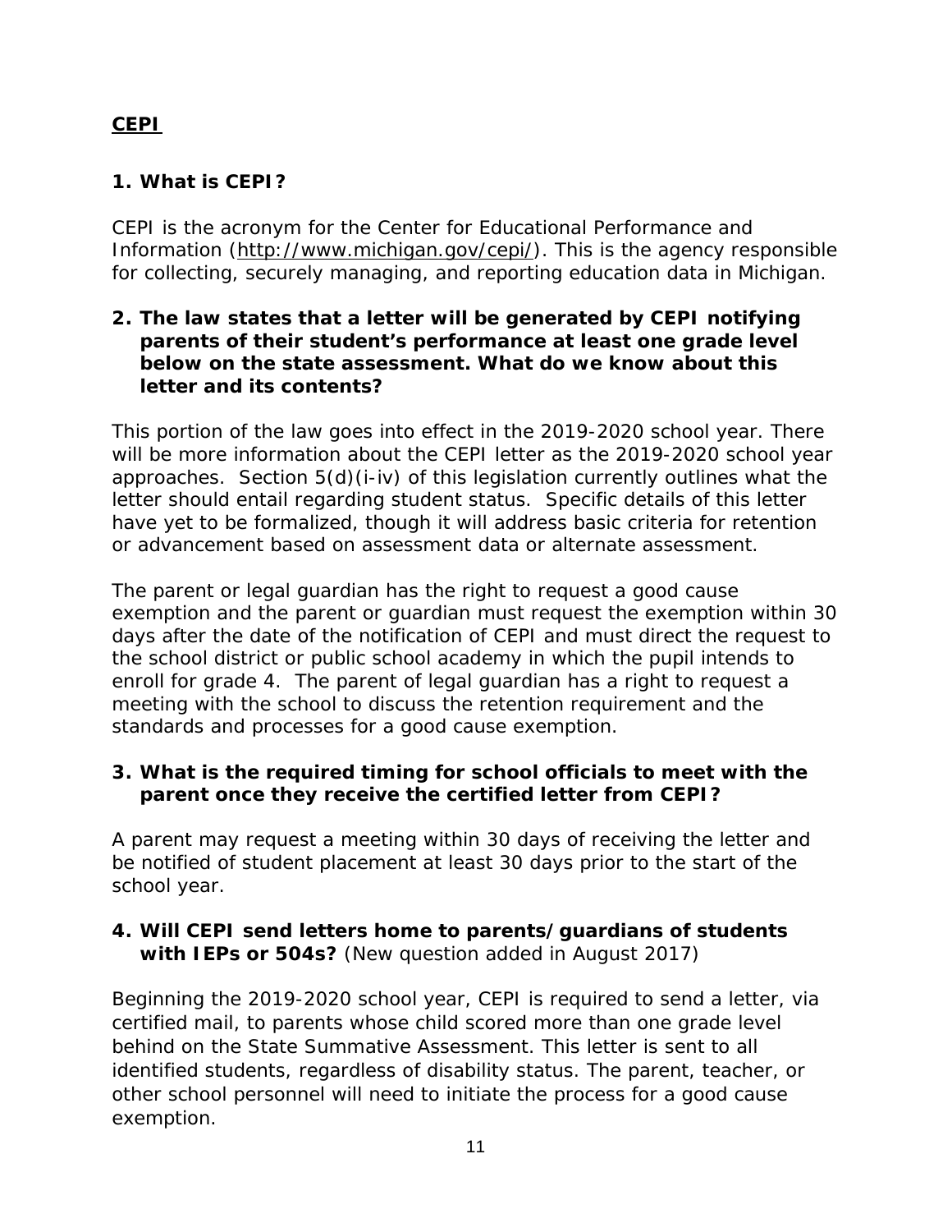## <u>CEPI</u>

### 1. What is CEPI?

CEPI is the acronym for the Center for Educational Performance and Information (http://www.michigan.gov/cepi/). This is the agency responsible for collecting, securely managing, and reporting education data in Michigan.

### 2. The law states that a letter will be generated by CEPI notifying parents of their student's performance at least one grade level below on the state assessment. What do we know about this letter and its contents?

This portion of the law goes into effect in the 2019-2020 school year. There will be more information about the CEPI letter as the 2019-2020 school year approaches. Section 5(d)(i-iv) of this legislation currently outlines what the letter should entail regarding student status. Specific details of this letter have yet to be formalized, though it will address basic criteria for retention or advancement based on assessment data or alternate assessment.

The parent or legal guardian has the right to request a good cause exemption and the parent or guardian must request the exemption within 30 days after the date of the notification of CEPI and must direct the request to the school district or public school academy in which the pupil intends to enroll for grade 4. The parent of legal guardian has a right to request a meeting with the school to discuss the retention requirement and the standards and processes for a good cause exemption.

### 3. What is the required timing for school officials to meet with the parent once they receive the certified letter from CEPI?

A parent may request a meeting within 30 days of receiving the letter and be notified of student placement at least 30 days prior to the start of the school year.

### 4. Will CEPI send letters home to parents/guardians of students with IEPs or 504s? *(New question added in August 2017)*

Beginning the 2019-2020 school year, CEPI is required to send a letter, via certified mail, to parents whose child scored more than one grade level behind on the State Summative Assessment. This letter is sent to all identified students, regardless of disability status. The parent, teacher, or other school personnel will need to initiate the process for a good cause exemption.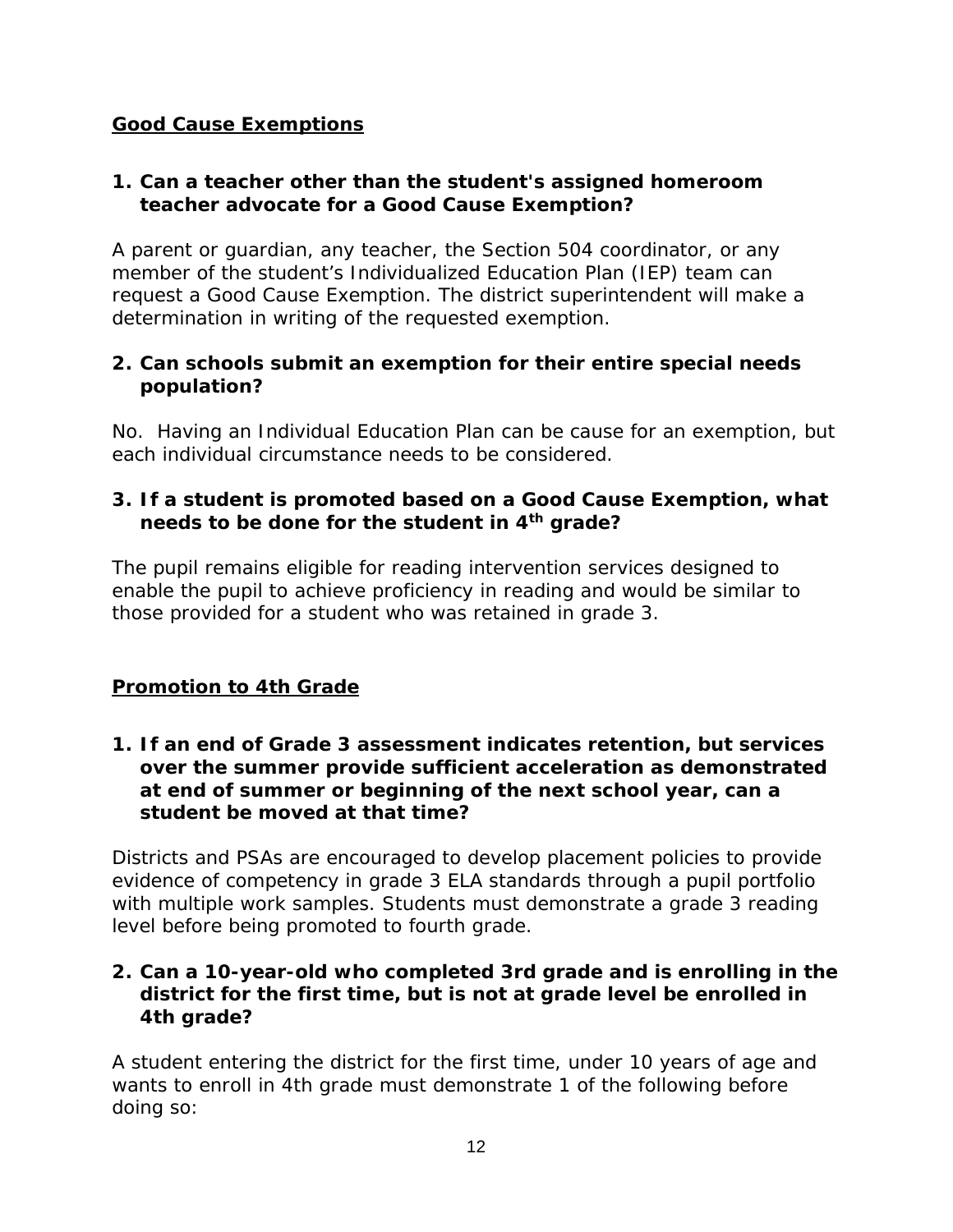## Good Cause Exemptions

**1. Can a teacher other than the student's assigned homeroom teacher advocate for a Good Cause Exemption?**

A parent or guardian, any teacher, the Section 504 coordinator, or any member of the student's Individualized Education Plan (IEP) team can request a Good Cause Exemption. The district superintendent will make a determination in writing of the requested exemption.

**2. Can schools submit an exemption for their entire special needs population?**

No. Having an Individual Education Plan can be cause for an exemption, but each individual circumstance needs to be considered.

**3. If a student is promoted based on a Good Cause Exemption, what needs to be done for the student in 4th grade?**

The pupil remains eligible for reading intervention services designed to enable the pupil to achieve proficiency in reading and would be similar to those provided for a student who was retained in grade 3.

## Promotion to 4th Grade

**1. If an end of Grade 3 assessment indicates retention, but services over the summer provide sufficient acceleration as demonstrated at end of summer or beginning of the next school year, can a student be moved at that time?**

Districts and PSAs are encouraged to develop placement policies to provide evidence of competency in grade 3 ELA standards through a pupil portfolio with multiple work samples. Students must demonstrate a grade 3 reading level before being promoted to fourth grade.

**2. Can a 10-year-old who completed 3rd grade and is enrolling in the district for the first time, but is not at grade level be enrolled in 4th grade?**

A student entering the district for the first time, under 10 years of age and wants to enroll in 4th grade must demonstrate 1 of the following before doing so: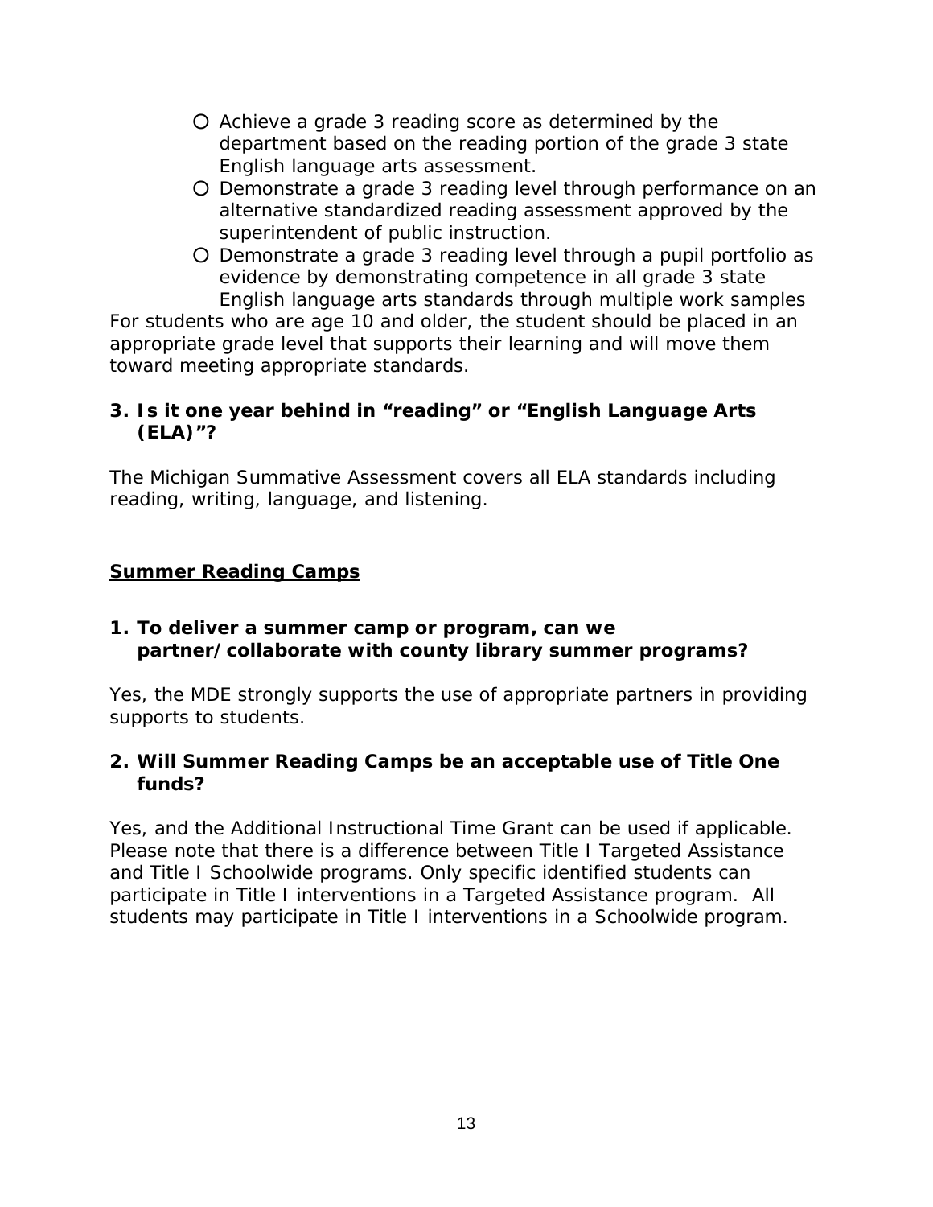- Achieve a grade 3 reading score as determined by the department based on the reading portion of the grade 3 state English language arts assessment.
- Demonstrate a grade 3 reading level through performance on an alternative standardized reading assessment approved by the superintendent of public instruction.
- Demonstrate a grade 3 reading level through a pupil portfolio as evidence by demonstrating competence in all grade 3 state English language arts standards through multiple work samples

For students who are age 10 and older, the student should be placed in an appropriate grade level that supports their learning and will move them toward meeting appropriate standards.

**3. Is it one year behind in "reading" or "English Language Arts (ELA)"?**

The Michigan Summative Assessment covers all ELA standards including reading, writing, language, and listening.

## <u>Summer Reading Camps</u>

**1. To deliver a summer camp or program, can we partner/collaborate with county library summer programs?**

Yes, the MDE strongly supports the use of appropriate partners in providing supports to students.

**2. Will Summer Reading Camps be an acceptable use of Title One funds?**

Yes, and the Additional Instructional Time Grant can be used if applicable. Please note that there is a difference between Title I Targeted Assistance and Title I Schoolwide programs. Only specific identified students can participate in Title I interventions in a Targeted Assistance program. All students may participate in Title I interventions in a Schoolwide program.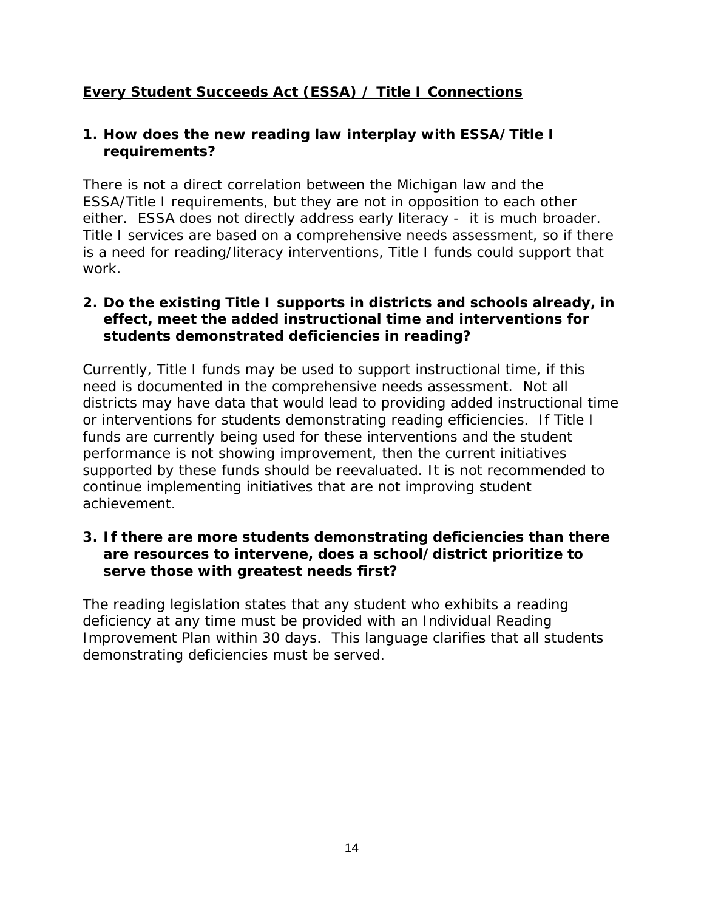## Every Student Succeeds Act (ESSA) / Title I Connections

**1. How does the new reading law interplay with ESSA/Title I requirements?**

There is not a direct correlation between the Michigan law and the ESSA/Title I requirements, but they are not in opposition to each other either. ESSA does not directly address early literacy - it is much broader. Title I services are based on a comprehensive needs assessment, so if there is a need for reading/literacy interventions, Title I funds could support that work.

**2. Do the existing Title I supports in districts and schools already, in effect, meet the added instructional time and interventions for students demonstrated deficiencies in reading?**

Currently, Title I funds may be used to support instructional time, if this need is documented in the comprehensive needs assessment. Not all districts may have data that would lead to providing added instructional time or interventions for students demonstrating reading efficiencies. If Title I funds are currently being used for these interventions and the student performance is not showing improvement, then the current initiatives supported by these funds should be reevaluated. It is not recommended to continue implementing initiatives that are not improving student achievement.

**3. If there are more students demonstrating deficiencies than there are resources to intervene, does a school/district prioritize to serve those with greatest needs first?**

The reading legislation states that any student who exhibits a reading deficiency at any time must be provided with an Individual Reading Improvement Plan within 30 days. This language clarifies that all students demonstrating deficiencies must be served.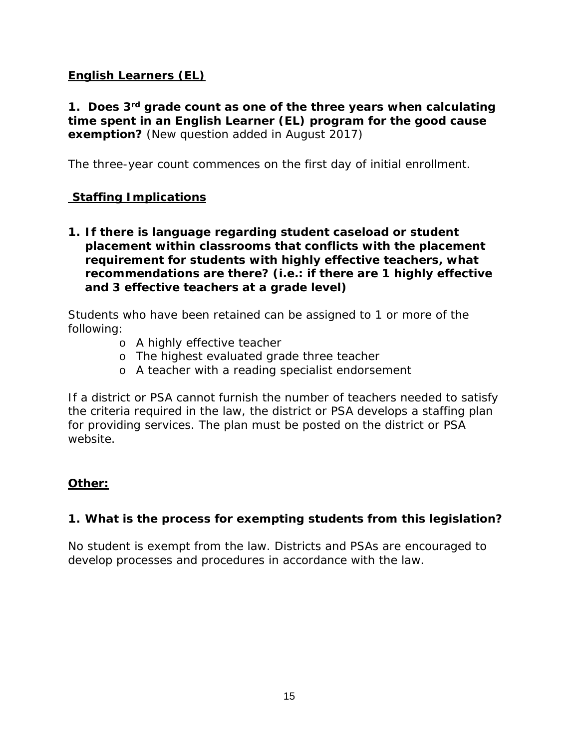**English Learners (EL)**

**1. Does 3rd grade count as one of the three years when calculating time spent in an English Learner (EL) program for the good cause exemption?** (New question added in August 2017)

The three-year count commences on the first day of initial enrollment.

**Staffing Implications**

**1. If there is language regarding student caseload or student placement within classrooms that conflicts with the placement requirement for students with highly effective teachers, what recommendations are there? (i.e.: if there are 1 highly effective and 3 effective teachers at a grade level)**

Students who have been retained can be assigned to 1 or more of the following:

- A highly effective teacher
- The highest evaluated grade three teacher
- A teacher with a reading specialist endorsement

If a district or PSA cannot furnish the number of teachers needed to satisfy the criteria required in the law, the district or PSA develops a staffing plan for providing services. The plan must be posted on the district or PSA website.

**Other:**

**1. What is the process for exempting students from this legislation?**

No student is exempt from the law. Districts and PSAs are encouraged to develop processes and procedures in accordance with the law.